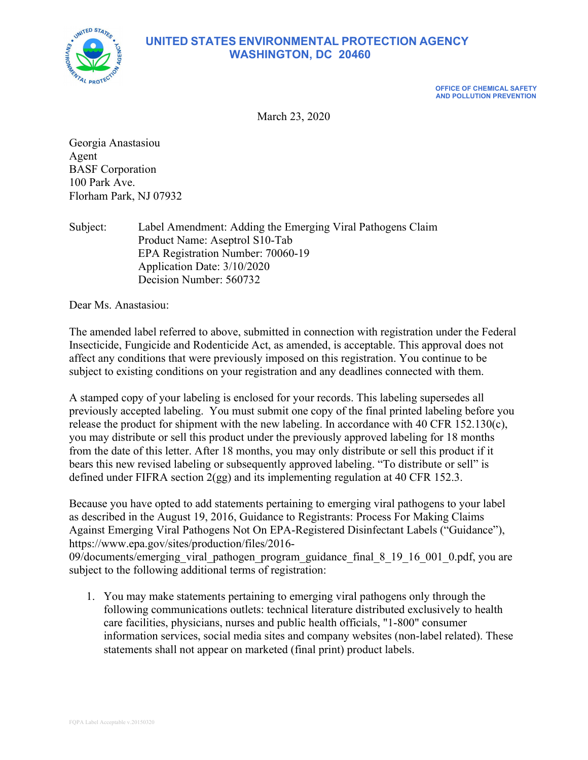# UNITED STATES ENVIRONMENTAL PROTECTION AGENCY
# WASHINGTON, DC 20460

OFFICE OF CHEMICAL SAFETY
AND POLLUTION PREVENTION

March 23, 2020

Georgia Anastasiou
Agent
BASF Corporation
100 Park Ave.
Florham Park, NJ 07932

Subject: Label Amendment: Adding the Emerging Viral Pathogens Claim
Product Name: Aseptrol S10-Tab
EPA Registration Number: 70060-19
Application Date: 3/10/2020
Decision Number: 560732

Dear Ms. Anastasiou:

The amended label referred to above, submitted in connection with registration under the Federal Insecticide, Fungicide and Rodenticide Act, as amended, is acceptable. This approval does not affect any conditions that were previously imposed on this registration. You continue to be subject to existing conditions on your registration and any deadlines connected with them.

A stamped copy of your labeling is enclosed for your records. This labeling supersedes all previously accepted labeling. You must submit one copy of the final printed labeling before you release the product for shipment with the new labeling. In accordance with 40 CFR 152.130(c), you may distribute or sell this product under the previously approved labeling for 18 months from the date of this letter. After 18 months, you may only distribute or sell this product if it bears this new revised labeling or subsequently approved labeling. "To distribute or sell" is defined under FIFRA section 2(gg) and its implementing regulation at 40 CFR 152.3.

Because you have opted to add statements pertaining to emerging viral pathogens to your label as described in the August 19, 2016, Guidance to Registrants: Process For Making Claims Against Emerging Viral Pathogens Not On EPA-Registered Disinfectant Labels ("Guidance"), https://www.epa.gov/sites/production/files/2016-09/documents/emerging_viral_pathogen_program_guidance_final_8_19_16_001_0.pdf, you are subject to the following additional terms of registration:

1. You may make statements pertaining to emerging viral pathogens only through the following communications outlets: technical literature distributed exclusively to health care facilities, physicians, nurses and public health officials, "1-800" consumer information services, social media sites and company websites (non-label related). These statements shall not appear on marketed (final print) product labels.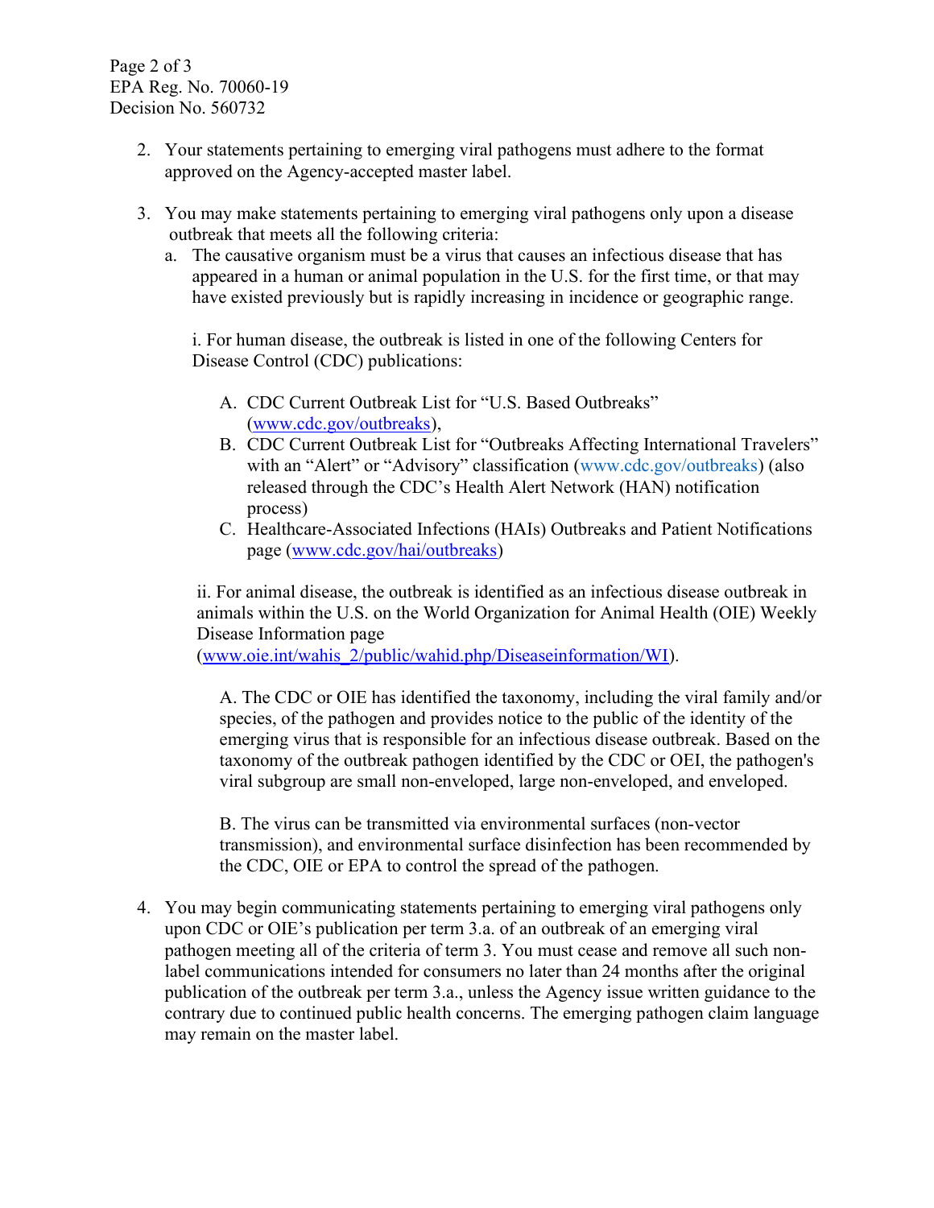2. Your statements pertaining to emerging viral pathogens must adhere to the format approved on the Agency-accepted master label.

3. You may make statements pertaining to emerging viral pathogens only upon a disease outbreak that meets all the following criteria:

   a. The causative organism must be a virus that causes an infectious disease that has appeared in a human or animal population in the U.S. for the first time, or that may have existed previously but is rapidly increasing in incidence or geographic range.

      i. For human disease, the outbreak is listed in one of the following Centers for Disease Control (CDC) publications:

         A. CDC Current Outbreak List for "U.S. Based Outbreaks" (www.cdc.gov/outbreaks),

         B. CDC Current Outbreak List for "Outbreaks Affecting International Travelers" with an "Alert" or "Advisory" classification (www.cdc.gov/outbreaks) (also released through the CDC's Health Alert Network (HAN) notification process)

         C. Healthcare-Associated Infections (HAIs) Outbreaks and Patient Notifications page (www.cdc.gov/hai/outbreaks)

      ii. For animal disease, the outbreak is identified as an infectious disease outbreak in animals within the U.S. on the World Organization for Animal Health (OIE) Weekly Disease Information page (www.oie.int/wahis_2/public/wahid.php/Diseaseinformation/WI).

         A. The CDC or OIE has identified the taxonomy, including the viral family and/or species, of the pathogen and provides notice to the public of the identity of the emerging virus that is responsible for an infectious disease outbreak. Based on the taxonomy of the outbreak pathogen identified by the CDC or OEI, the pathogen's viral subgroup are small non-enveloped, large non-enveloped, and enveloped.

         B. The virus can be transmitted via environmental surfaces (non-vector transmission), and environmental surface disinfection has been recommended by the CDC, OIE or EPA to control the spread of the pathogen.

4. You may begin communicating statements pertaining to emerging viral pathogens only upon CDC or OIE's publication per term 3.a. of an outbreak of an emerging viral pathogen meeting all of the criteria of term 3. You must cease and remove all such non-label communications intended for consumers no later than 24 months after the original publication of the outbreak per term 3.a., unless the Agency issue written guidance to the contrary due to continued public health concerns. The emerging pathogen claim language may remain on the master label.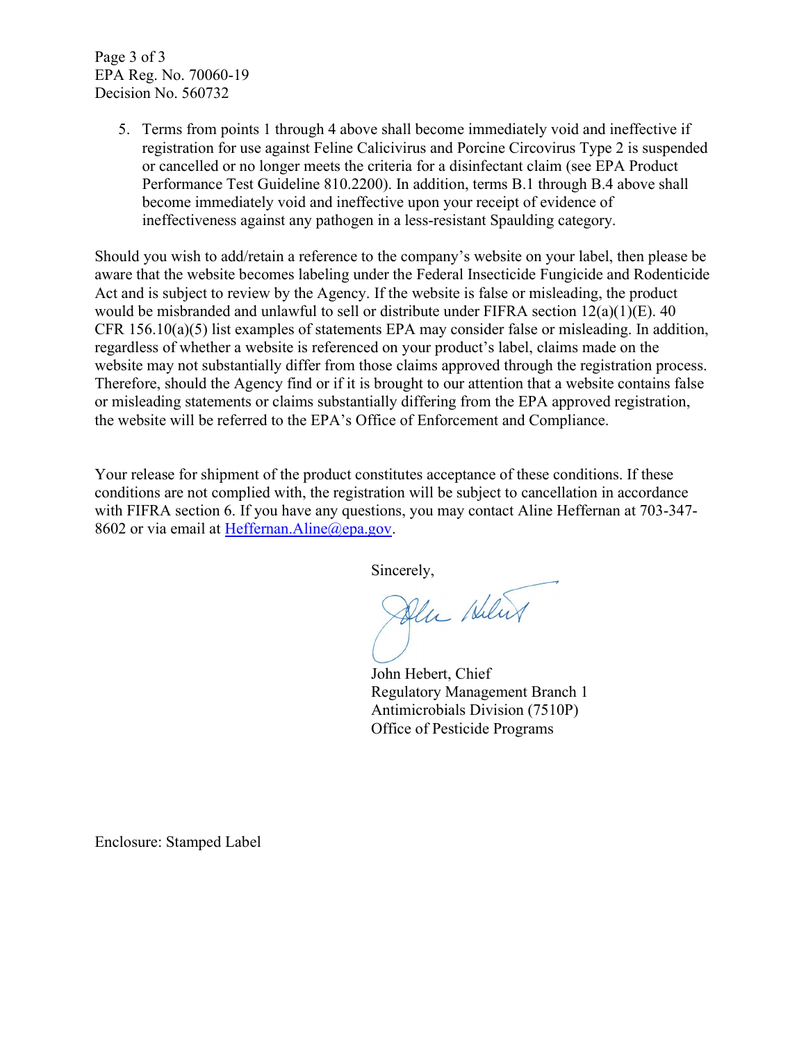5. Terms from points 1 through 4 above shall become immediately void and ineffective if registration for use against Feline Calicivirus and Porcine Circovirus Type 2 is suspended or cancelled or no longer meets the criteria for a disinfectant claim (see EPA Product Performance Test Guideline 810.2200). In addition, terms B.1 through B.4 above shall become immediately void and ineffective upon your receipt of evidence of ineffectiveness against any pathogen in a less-resistant Spaulding category.

Should you wish to add/retain a reference to the company's website on your label, then please be aware that the website becomes labeling under the Federal Insecticide Fungicide and Rodenticide Act and is subject to review by the Agency. If the website is false or misleading, the product would be misbranded and unlawful to sell or distribute under FIFRA section 12(a)(1)(E). 40 CFR 156.10(a)(5) list examples of statements EPA may consider false or misleading. In addition, regardless of whether a website is referenced on your product's label, claims made on the website may not substantially differ from those claims approved through the registration process. Therefore, should the Agency find or if it is brought to our attention that a website contains false or misleading statements or claims substantially differing from the EPA approved registration, the website will be referred to the EPA's Office of Enforcement and Compliance.

Your release for shipment of the product constitutes acceptance of these conditions. If these conditions are not complied with, the registration will be subject to cancellation in accordance with FIFRA section 6. If you have any questions, you may contact Aline Heffernan at 703-347-8602 or via email at Heffernan.Aline@epa.gov.

Sincerely,

John Hebert, Chief
Regulatory Management Branch 1
Antimicrobials Division (7510P)
Office of Pesticide Programs

Enclosure: Stamped Label